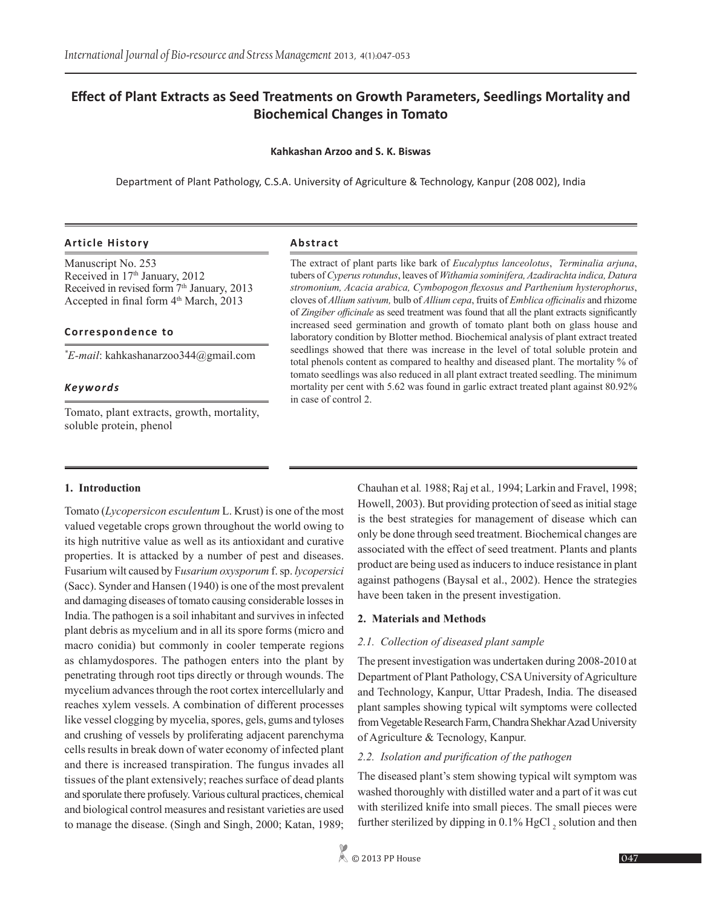# Effect of Plant Extracts as Seed Treatments on Growth Parameters, Seedlings Mortality and Biochemical Changes in Tomato

**Kahkashan Arzoo and S. K. Biswas**

Department of Plant Pathology, C.S.A. University of Agriculture & Technology, Kanpur (208 002), India

### Article History

Manuscript No. 253
Received in 17[th] January, 2012
Received in revised form 7[th] January, 2013
Accepted in final form 4[th] March, 2013

### Correspondence to

[*] *E-mail*: kahkashanarzoo344@gmail.com

### *Keywords*

Tomato, plant extracts, growth, mortality, soluble protein, phenol

### Abstract

The extract of plant parts like bark of *Eucalyptus lanceolotus*, *Terminalia arjuna*, tubers of *Cyperus rotundus*, leaves of *Withamia sominifera, Azadirachta indica, Datura stromonium, Acacia arabica, Cymbopogon flexosus and Parthenium hysterophorus*, cloves of *Allium sativum,* bulb of *Allium cepa*, fruits of *Emblica officinalis* and rhizome of *Zingiber officinale* as seed treatment was found that all the plant extracts significantly increased seed germination and growth of tomato plant both on glass house and laboratory condition by Blotter method. Biochemical analysis of plant extract treated seedlings showed that there was increase in the level of total soluble protein and total phenols content as compared to healthy and diseased plant. The mortality % of tomato seedlings was also reduced in all plant extract treated seedling. The minimum mortality per cent with 5.62 was found in garlic extract treated plant against 80.92% in case of control 2.

## 1. Introduction

Tomato (*Lycopersicon esculentum* L. Krust) is one of the most valued vegetable crops grown throughout the world owing to its high nutritive value as well as its antioxidant and curative properties. It is attacked by a number of pest and diseases. Fusarium wilt caused by F*usarium oxysporum* f. sp. *lycopersici* (Sacc). Synder and Hansen (1940) is one of the most prevalent and damaging diseases of tomato causing considerable losses in India. The pathogen is a soil inhabitant and survives in infected plant debris as mycelium and in all its spore forms (micro and macro conidia) but commonly in cooler temperate regions as chlamydospores. The pathogen enters into the plant by penetrating through root tips directly or through wounds. The mycelium advances through the root cortex intercellularly and reaches xylem vessels. A combination of different processes like vessel clogging by mycelia, spores, gels, gums and tyloses and crushing of vessels by proliferating adjacent parenchyma cells results in break down of water economy of infected plant and there is increased transpiration. The fungus invades all tissues of the plant extensively; reaches surface of dead plants and sporulate there profusely. Various cultural practices, chemical and biological control measures and resistant varieties are used to manage the disease. (Singh and Singh, 2000; Katan, 1989; Chauhan et al*.* 1988; Raj et al*.,* 1994; Larkin and Fravel, 1998; Howell, 2003). But providing protection of seed as initial stage is the best strategies for management of disease which can only be done through seed treatment. Biochemical changes are associated with the effect of seed treatment. Plants and plants product are being used as inducers to induce resistance in plant against pathogens (Baysal et al., 2002). Hence the strategies have been taken in the present investigation.

## 2. Materials and Methods

### *2.1. Collection of diseased plant sample*

The present investigation was undertaken during 2008-2010 at Department of Plant Pathology, CSA University of Agriculture and Technology, Kanpur, Uttar Pradesh, India. The diseased plant samples showing typical wilt symptoms were collected from Vegetable Research Farm, Chandra Shekhar Azad University of Agriculture & Tecnology, Kanpur.

### *2.2. Isolation and purification of the pathogen*

The diseased plant's stem showing typical wilt symptom was washed thoroughly with distilled water and a part of it was cut with sterilized knife into small pieces. The small pieces were further sterilized by dipping in 0.1% $HgCl_2$ solution and then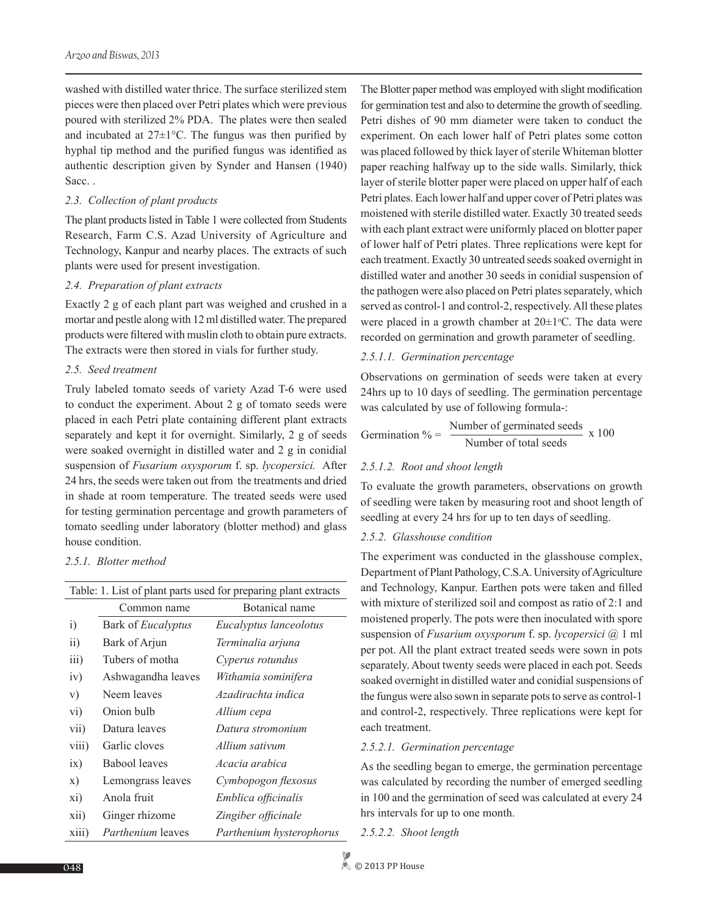washed with distilled water thrice. The surface sterilized stem pieces were then placed over Petri plates which were previous poured with sterilized 2% PDA. The plates were then sealed and incubated at 27±1°C. The fungus was then purified by hyphal tip method and the purified fungus was identified as authentic description given by Synder and Hansen (1940) Sacc. .

*2.3. Collection of plant products*

The plant products listed in Table 1 were collected from Students Research, Farm C.S. Azad University of Agriculture and Technology, Kanpur and nearby places. The extracts of such plants were used for present investigation.

*2.4. Preparation of plant extracts*

Exactly 2 g of each plant part was weighed and crushed in a mortar and pestle along with 12 ml distilled water. The prepared products were filtered with muslin cloth to obtain pure extracts. The extracts were then stored in vials for further study.

*2.5. Seed treatment*

Truly labeled tomato seeds of variety Azad T-6 were used to conduct the experiment. About 2 g of tomato seeds were placed in each Petri plate containing different plant extracts separately and kept it for overnight. Similarly, 2 g of seeds were soaked overnight in distilled water and 2 g in conidial suspension of *Fusarium oxysporum* f. sp. *lycopersici.* After 24 hrs, the seeds were taken out from the treatments and dried in shade at room temperature. The treated seeds were used for testing germination percentage and growth parameters of tomato seedling under laboratory (blotter method) and glass house condition.

*2.5.1. Blotter method*

Table: 1. List of plant parts used for preparing plant extracts

| | Common name | Botanical name |
|---|---|---|
| i) | Bark of *Eucalyptus* | *Eucalyptus lanceolotus* |
| ii) | Bark of Arjun | *Terminalia arjuna* |
| iii) | Tubers of motha | *Cyperus rotundus* |
| iv) | Ashwagandha leaves | *Withamia sominifera* |
| v) | Neem leaves | *Azadirachta indica* |
| vi) | Onion bulb | *Allium cepa* |
| vii) | Datura leaves | *Datura stromonium* |
| viii) | Garlic cloves | *Allium sativum* |
| ix) | Babool leaves | *Acacia arabica* |
| x) | Lemongrass leaves | *Cymbopogon flexosus* |
| xi) | Anola fruit | *Emblica officinalis* |
| xii) | Ginger rhizome | *Zingiber officinale* |
| xiii) | *Parthenium* leaves | *Parthenium hysterophorus* |

The Blotter paper method was employed with slight modification for germination test and also to determine the growth of seedling. Petri dishes of 90 mm diameter were taken to conduct the experiment. On each lower half of Petri plates some cotton was placed followed by thick layer of sterile Whiteman blotter paper reaching halfway up to the side walls. Similarly, thick layer of sterile blotter paper were placed on upper half of each Petri plates. Each lower half and upper cover of Petri plates was moistened with sterile distilled water. Exactly 30 treated seeds with each plant extract were uniformly placed on blotter paper of lower half of Petri plates. Three replications were kept for each treatment. Exactly 30 untreated seeds soaked overnight in distilled water and another 30 seeds in conidial suspension of the pathogen were also placed on Petri plates separately, which served as control-1 and control-2, respectively. All these plates were placed in a growth chamber at 20±1°C. The data were recorded on germination and growth parameter of seedling.

*2.5.1.1. Germination percentage*

Observations on germination of seeds were taken at every 24hrs up to 10 days of seedling. The germination percentage was calculated by use of following formula-:

$$\text{Germination \%} = \frac{\text{Number of germinated seeds}}{\text{Number of total seeds}} \times 100$$

*2.5.1.2. Root and shoot length*

To evaluate the growth parameters, observations on growth of seedling were taken by measuring root and shoot length of seedling at every 24 hrs for up to ten days of seedling.

*2.5.2. Glasshouse condition*

The experiment was conducted in the glasshouse complex, Department of Plant Pathology, C.S.A. University of Agriculture and Technology, Kanpur. Earthen pots were taken and filled with mixture of sterilized soil and compost as ratio of 2:1 and moistened properly. The pots were then inoculated with spore suspension of *Fusarium oxysporum* f. sp. *lycopersici* @ 1 ml per pot. All the plant extract treated seeds were sown in pots separately. About twenty seeds were placed in each pot. Seeds soaked overnight in distilled water and conidial suspensions of the fungus were also sown in separate pots to serve as control-1 and control-2, respectively. Three replications were kept for each treatment.

*2.5.2.1. Germination percentage*

As the seedling began to emerge, the germination percentage was calculated by recording the number of emerged seedling in 100 and the germination of seed was calculated at every 24 hrs intervals for up to one month.

*2.5.2.2. Shoot length*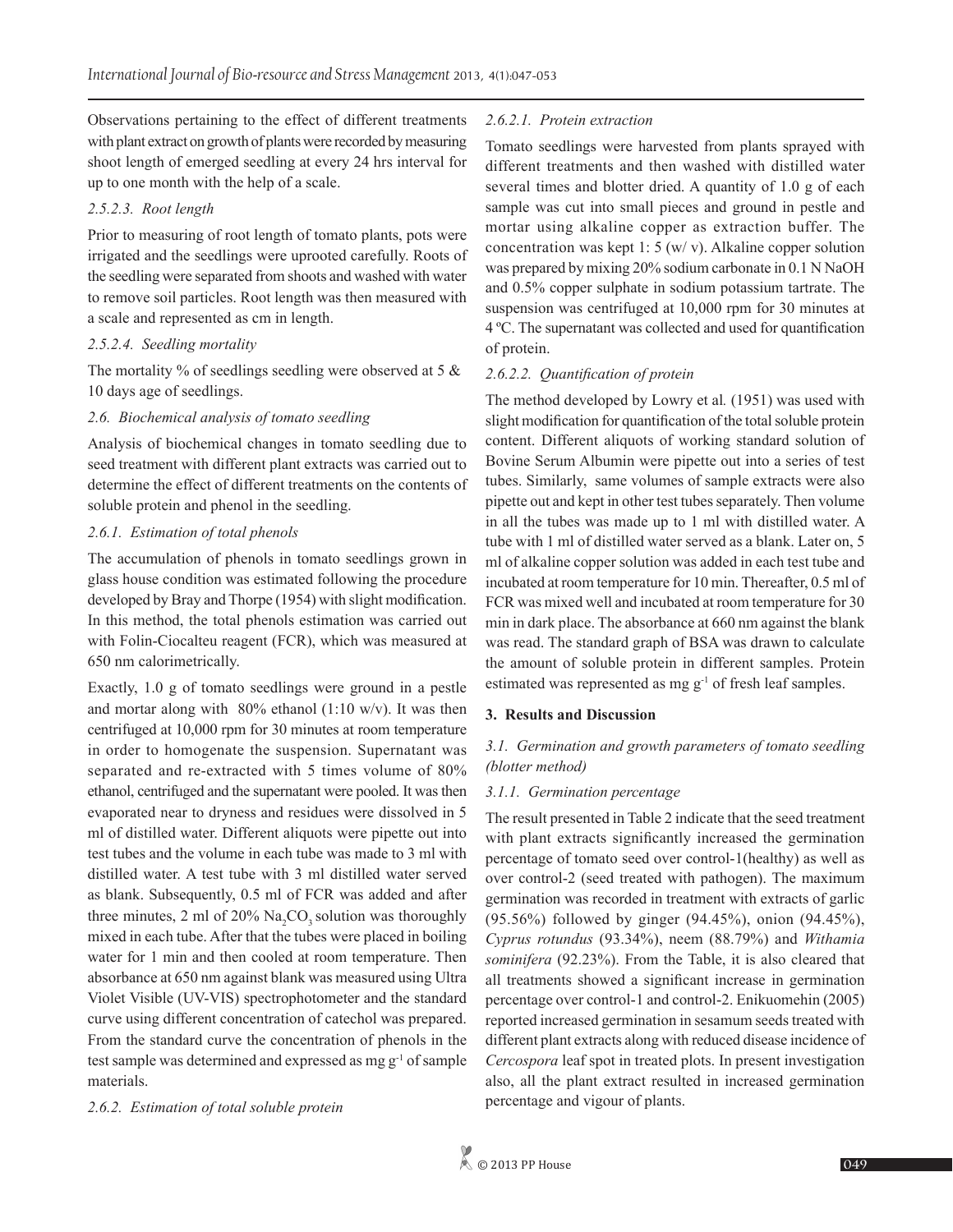Observations pertaining to the effect of different treatments with plant extract on growth of plants were recorded by measuring shoot length of emerged seedling at every 24 hrs interval for up to one month with the help of a scale.

#### *2.5.2.3. Root length*

Prior to measuring of root length of tomato plants, pots were irrigated and the seedlings were uprooted carefully. Roots of the seedling were separated from shoots and washed with water to remove soil particles. Root length was then measured with a scale and represented as cm in length.

#### *2.5.2.4. Seedling mortality*

The mortality % of seedlings seedling were observed at 5 & 10 days age of seedlings.

### *2.6. Biochemical analysis of tomato seedling*

Analysis of biochemical changes in tomato seedling due to seed treatment with different plant extracts was carried out to determine the effect of different treatments on the contents of soluble protein and phenol in the seedling.

#### *2.6.1. Estimation of total phenols*

The accumulation of phenols in tomato seedlings grown in glass house condition was estimated following the procedure developed by Bray and Thorpe (1954) with slight modification. In this method, the total phenols estimation was carried out with Folin-Ciocalteu reagent (FCR), which was measured at 650 nm calorimetrically.

Exactly, 1.0 g of tomato seedlings were ground in a pestle and mortar along with 80% ethanol (1:10 w/v). It was then centrifuged at 10,000 rpm for 30 minutes at room temperature in order to homogenate the suspension. Supernatant was separated and re-extracted with 5 times volume of 80% ethanol, centrifuged and the supernatant were pooled. It was then evaporated near to dryness and residues were dissolved in 5 ml of distilled water. Different aliquots were pipette out into test tubes and the volume in each tube was made to 3 ml with distilled water. A test tube with 3 ml distilled water served as blank. Subsequently, 0.5 ml of FCR was added and after three minutes, 2 ml of 20% $Na_2CO_3$ solution was thoroughly mixed in each tube. After that the tubes were placed in boiling water for 1 min and then cooled at room temperature. Then absorbance at 650 nm against blank was measured using Ultra Violet Visible (UV-VIS) spectrophotometer and the standard curve using different concentration of catechol was prepared. From the standard curve the concentration of phenols in the test sample was determined and expressed as mg $g^{-1}$ of sample materials.

#### *2.6.2. Estimation of total soluble protein*

#### *2.6.2.1. Protein extraction*

Tomato seedlings were harvested from plants sprayed with different treatments and then washed with distilled water several times and blotter dried. A quantity of 1.0 g of each sample was cut into small pieces and ground in pestle and mortar using alkaline copper as extraction buffer. The concentration was kept 1: 5 (w/ v). Alkaline copper solution was prepared by mixing 20% sodium carbonate in 0.1 N NaOH and 0.5% copper sulphate in sodium potassium tartrate. The suspension was centrifuged at 10,000 rpm for 30 minutes at 4 ºC. The supernatant was collected and used for quantification of protein.

#### *2.6.2.2. Quantification of protein*

The method developed by Lowry et al. (1951) was used with slight modification for quantification of the total soluble protein content. Different aliquots of working standard solution of Bovine Serum Albumin were pipette out into a series of test tubes. Similarly, same volumes of sample extracts were also pipette out and kept in other test tubes separately. Then volume in all the tubes was made up to 1 ml with distilled water. A tube with 1 ml of distilled water served as a blank. Later on, 5 ml of alkaline copper solution was added in each test tube and incubated at room temperature for 10 min. Thereafter, 0.5 ml of FCR was mixed well and incubated at room temperature for 30 min in dark place. The absorbance at 660 nm against the blank was read. The standard graph of BSA was drawn to calculate the amount of soluble protein in different samples. Protein estimated was represented as mg $g^{-1}$ of fresh leaf samples.

## 3. Results and Discussion

### *3.1. Germination and growth parameters of tomato seedling (blotter method)*

#### *3.1.1. Germination percentage*

The result presented in Table 2 indicate that the seed treatment with plant extracts significantly increased the germination percentage of tomato seed over control-1(healthy) as well as over control-2 (seed treated with pathogen). The maximum germination was recorded in treatment with extracts of garlic (95.56%) followed by ginger (94.45%), onion (94.45%), *Cyprus rotundus* (93.34%), neem (88.79%) and *Withamia sominifera* (92.23%). From the Table, it is also cleared that all treatments showed a significant increase in germination percentage over control-1 and control-2. Enikuomehin (2005) reported increased germination in sesamum seeds treated with different plant extracts along with reduced disease incidence of *Cercospora* leaf spot in treated plots. In present investigation also, all the plant extract resulted in increased germination percentage and vigour of plants.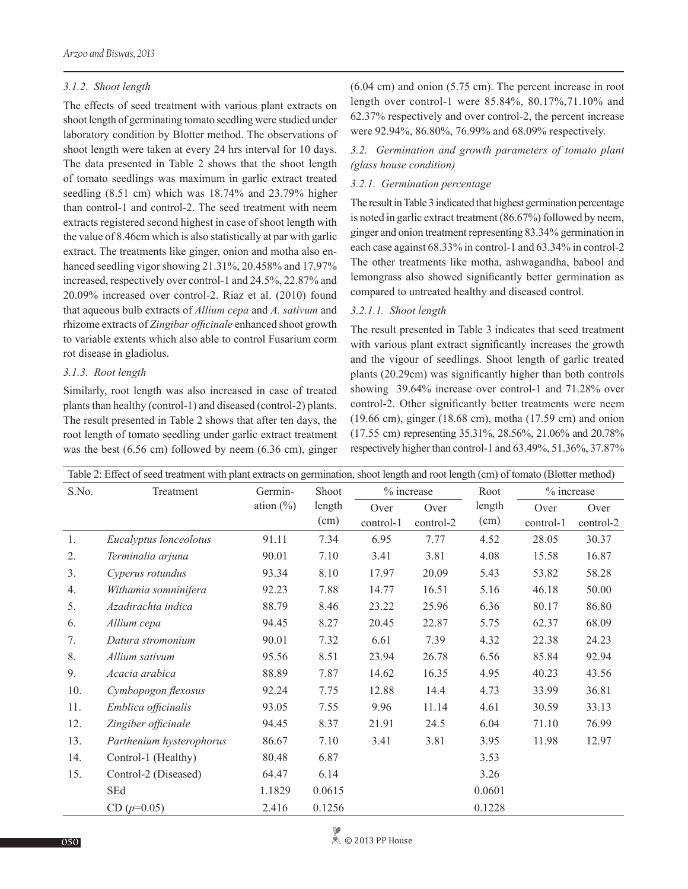### 3.1.2. Shoot length

The effects of seed treatment with various plant extracts on shoot length of germinating tomato seedling were studied under laboratory condition by Blotter method. The observations of shoot length were taken at every 24 hrs interval for 10 days. The data presented in Table 2 shows that the shoot length of tomato seedlings was maximum in garlic extract treated seedling (8.51 cm) which was 18.74% and 23.79% higher than control-1 and control-2. The seed treatment with neem extracts registered second highest in case of shoot length with the value of 8.46cm which is also statistically at par with garlic extract. The treatments like ginger, onion and motha also enhanced seedling vigor showing 21.31%, 20.458% and 17.97% increased, respectively over control-1 and 24.5%, 22.87% and 20.09% increased over control-2. Riaz et al. (2010) found that aqueous bulb extracts of *Allium cepa* and *A. sativum* and rhizome extracts of *Zingibar officinale* enhanced shoot growth to variable extents which also able to control Fusarium corm rot disease in gladiolus.

### 3.1.3. Root length

Similarly, root length was also increased in case of treated plants than healthy (control-1) and diseased (control-2) plants. The result presented in Table 2 shows that after ten days, the root length of tomato seedling under garlic extract treatment was the best (6.56 cm) followed by neem (6.36 cm), ginger (6.04 cm) and onion (5.75 cm). The percent increase in root length over control-1 were 85.84%, 80.17%,71.10% and 62.37% respectively and over control-2, the percent increase were 92.94%, 86.80%, 76.99% and 68.09% respectively.

## 3.2. Germination and growth parameters of tomato plant (glass house condition)

### 3.2.1. Germination percentage

The result in Table 3 indicated that highest germination percentage is noted in garlic extract treatment (86.67%) followed by neem, ginger and onion treatment representing 83.34% germination in each case against 68.33% in control-1 and 63.34% in control-2 The other treatments like motha, ashwagandha, babool and lemongrass also showed significantly better germination as compared to untreated healthy and diseased control.

### 3.2.1.1. Shoot length

The result presented in Table 3 indicates that seed treatment with various plant extract significantly increases the growth and the vigour of seedlings. Shoot length of garlic treated plants (20.29cm) was significantly higher than both controls showing 39.64% increase over control-1 and 71.28% over control-2. Other significantly better treatments were neem (19.66 cm), ginger (18.68 cm), motha (17.59 cm) and onion (17.55 cm) representing 35.31%, 28.56%, 21.06% and 20.78% respectively higher than control-1 and 63.49%, 51.36%, 37.87%

Table 2: Effect of seed treatment with plant extracts on germination, shoot length and root length (cm) of tomato (Blotter method)

| S.No. | Treatment | Germination (%) | Shoot length (cm) | % increase | | Root length (cm) | % increase | |
|---|---|---|---|---|---|---|---|---|
| | | | | Over control-1 | Over control-2 | | Over control-1 | Over control-2 |
| 1. | *Eucalyptus lonceolotus* | 91.11 | 7.34 | 6.95 | 7.77 | 4.52 | 28.05 | 30.37 |
| 2. | *Terminalia arjuna* | 90.01 | 7.10 | 3.41 | 3.81 | 4.08 | 15.58 | 16.87 |
| 3. | *Cyperus rotundus* | 93.34 | 8.10 | 17.97 | 20.09 | 5.43 | 53.82 | 58.28 |
| 4. | *Withamia somninifera* | 92.23 | 7.88 | 14.77 | 16.51 | 5.16 | 46.18 | 50.00 |
| 5. | *Azadirachta indica* | 88.79 | 8.46 | 23.22 | 25.96 | 6.36 | 80.17 | 86.80 |
| 6. | *Allium cepa* | 94.45 | 8.27 | 20.45 | 22.87 | 5.75 | 62.37 | 68.09 |
| 7. | *Datura stromonium* | 90.01 | 7.32 | 6.61 | 7.39 | 4.32 | 22.38 | 24.23 |
| 8. | *Allium sativum* | 95.56 | 8.51 | 23.94 | 26.78 | 6.56 | 85.84 | 92.94 |
| 9. | *Acacia arabica* | 88.89 | 7.87 | 14.62 | 16.35 | 4.95 | 40.23 | 43.56 |
| 10. | *Cymbopogon flexosus* | 92.24 | 7.75 | 12.88 | 14.4 | 4.73 | 33.99 | 36.81 |
| 11. | *Emblica officinalis* | 93.05 | 7.55 | 9.96 | 11.14 | 4.61 | 30.59 | 33.13 |
| 12. | *Zingiber officinale* | 94.45 | 8.37 | 21.91 | 24.5 | 6.04 | 71.10 | 76.99 |
| 13. | *Parthenium hysterophorus* | 86.67 | 7.10 | 3.41 | 3.81 | 3.95 | 11.98 | 12.97 |
| 14. | Control-1 (Healthy) | 80.48 | 6.87 | | | 3.53 | | |
| 15. | Control-2 (Diseased) | 64.47 | 6.14 | | | 3.26 | | |
| | SEd | 1.1829 | 0.0615 | | | 0.0601 | | |
| | CD ($p$=0.05) | 2.416 | 0.1256 | | | 0.1228 | | |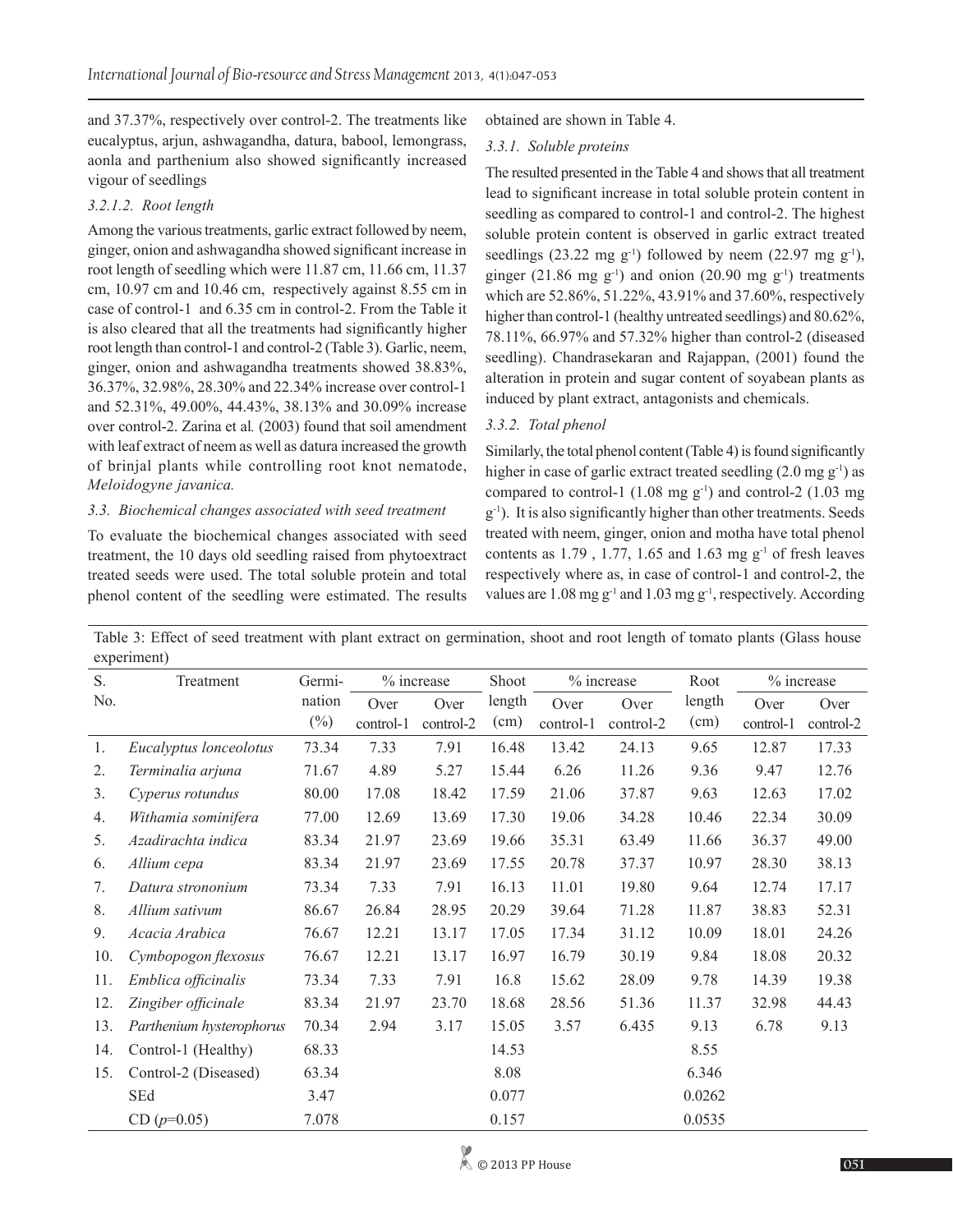and 37.37%, respectively over control-2. The treatments like eucalyptus, arjun, ashwagandha, datura, babool, lemongrass, aonla and parthenium also showed significantly increased vigour of seedlings

#### 3.2.1.2. Root length

Among the various treatments, garlic extract followed by neem, ginger, onion and ashwagandha showed significant increase in root length of seedling which were 11.87 cm, 11.66 cm, 11.37 cm, 10.97 cm and 10.46 cm, respectively against 8.55 cm in case of control-1 and 6.35 cm in control-2. From the Table it is also cleared that all the treatments had significantly higher root length than control-1 and control-2 (Table 3). Garlic, neem, ginger, onion and ashwagandha treatments showed 38.83%, 36.37%, 32.98%, 28.30% and 22.34% increase over control-1 and 52.31%, 49.00%, 44.43%, 38.13% and 30.09% increase over control-2. Zarina et al*.* (2003) found that soil amendment with leaf extract of neem as well as datura increased the growth of brinjal plants while controlling root knot nematode, *Meloidogyne javanica.*

### 3.3. Biochemical changes associated with seed treatment

To evaluate the biochemical changes associated with seed treatment, the 10 days old seedling raised from phytoextract treated seeds were used. The total soluble protein and total phenol content of the seedling were estimated. The results obtained are shown in Table 4.

#### 3.3.1. Soluble proteins

The resulted presented in the Table 4 and shows that all treatment lead to significant increase in total soluble protein content in seedling as compared to control-1 and control-2. The highest soluble protein content is observed in garlic extract treated seedlings (23.22 mg $g^{-1}$) followed by neem (22.97 mg $g^{-1}$), ginger (21.86 mg $g^{-1}$) and onion (20.90 mg $g^{-1}$) treatments which are 52.86%, 51.22%, 43.91% and 37.60%, respectively higher than control-1 (healthy untreated seedlings) and 80.62%, 78.11%, 66.97% and 57.32% higher than control-2 (diseased seedling). Chandrasekaran and Rajappan, (2001) found the alteration in protein and sugar content of soyabean plants as induced by plant extract, antagonists and chemicals.

#### 3.3.2. Total phenol

Similarly, the total phenol content (Table 4) is found significantly higher in case of garlic extract treated seedling (2.0 mg $g^{-1}$) as compared to control-1 (1.08 mg $g^{-1}$) and control-2 (1.03 mg $g^{-1}$). It is also significantly higher than other treatments. Seeds treated with neem, ginger, onion and motha have total phenol contents as 1.79 , 1.77, 1.65 and 1.63 mg $g^{-1}$ of fresh leaves respectively where as, in case of control-1 and control-2, the values are 1.08 mg $g^{-1}$ and 1.03 mg $g^{-1}$, respectively. According

Table 3: Effect of seed treatment with plant extract on germination, shoot and root length of tomato plants (Glass house experiment)

| S. No. | Treatment | Germination (%) | % increase | | Shoot length (cm) | % increase | | Root length (cm) | % increase | |
|---|---|---|---|---|---|---|---|---|---|---|
| | | | Over control-1 | Over control-2 | | Over control-1 | Over control-2 | | Over control-1 | Over control-2 |
| 1. | *Eucalyptus lonceolotus* | 73.34 | 7.33 | 7.91 | 16.48 | 13.42 | 24.13 | 9.65 | 12.87 | 17.33 |
| 2. | *Terminalia arjuna* | 71.67 | 4.89 | 5.27 | 15.44 | 6.26 | 11.26 | 9.36 | 9.47 | 12.76 |
| 3. | *Cyperus rotundus* | 80.00 | 17.08 | 18.42 | 17.59 | 21.06 | 37.87 | 9.63 | 12.63 | 17.02 |
| 4. | *Withamia sominifera* | 77.00 | 12.69 | 13.69 | 17.30 | 19.06 | 34.28 | 10.46 | 22.34 | 30.09 |
| 5. | *Azadirachta indica* | 83.34 | 21.97 | 23.69 | 19.66 | 35.31 | 63.49 | 11.66 | 36.37 | 49.00 |
| 6. | *Allium cepa* | 83.34 | 21.97 | 23.69 | 17.55 | 20.78 | 37.37 | 10.97 | 28.30 | 38.13 |
| 7. | *Datura strononium* | 73.34 | 7.33 | 7.91 | 16.13 | 11.01 | 19.80 | 9.64 | 12.74 | 17.17 |
| 8. | *Allium sativum* | 86.67 | 26.84 | 28.95 | 20.29 | 39.64 | 71.28 | 11.87 | 38.83 | 52.31 |
| 9. | *Acacia Arabica* | 76.67 | 12.21 | 13.17 | 17.05 | 17.34 | 31.12 | 10.09 | 18.01 | 24.26 |
| 10. | *Cymbopogon flexosus* | 76.67 | 12.21 | 13.17 | 16.97 | 16.79 | 30.19 | 9.84 | 18.08 | 20.32 |
| 11. | *Emblica officinalis* | 73.34 | 7.33 | 7.91 | 16.8 | 15.62 | 28.09 | 9.78 | 14.39 | 19.38 |
| 12. | *Zingiber officinale* | 83.34 | 21.97 | 23.70 | 18.68 | 28.56 | 51.36 | 11.37 | 32.98 | 44.43 |
| 13. | *Parthenium hysterophorus* | 70.34 | 2.94 | 3.17 | 15.05 | 3.57 | 6.435 | 9.13 | 6.78 | 9.13 |
| 14. | Control-1 (Healthy) | 68.33 | | | 14.53 | | | 8.55 | | |
| 15. | Control-2 (Diseased) | 63.34 | | | 8.08 | | | 6.346 | | |
| | SEd | 3.47 | | | 0.077 | | | 0.0262 | | |
| | CD ($p$=0.05) | 7.078 | | | 0.157 | | | 0.0535 | | |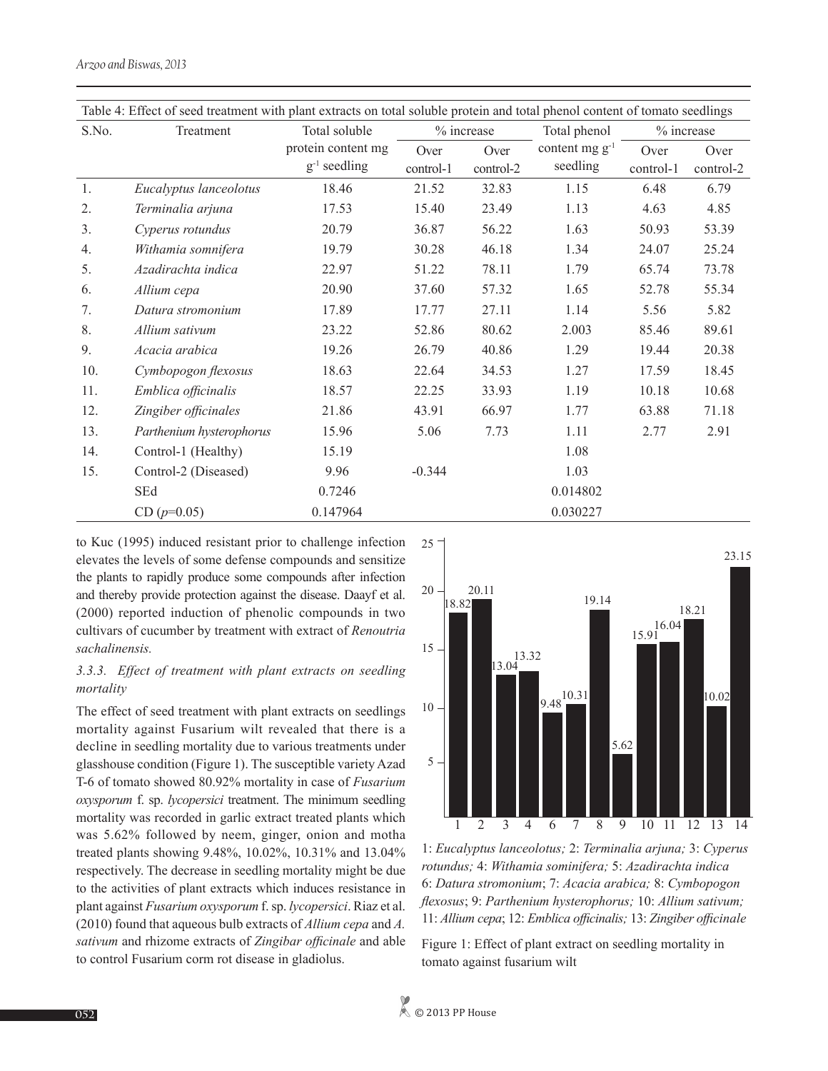Table 4: Effect of seed treatment with plant extracts on total soluble protein and total phenol content of tomato seedlings

| S.No. | Treatment | Total soluble protein content mg $g^{-1}$ seedling | % increase | | Total phenol content mg $g^{-1}$ seedling | % increase | |
|---|---|---|---|---|---|---|---|
| | | | Over control-1 | Over control-2 | | Over control-1 | Over control-2 |
| 1. | *Eucalyptus lanceolotus* | 18.46 | 21.52 | 32.83 | 1.15 | 6.48 | 6.79 |
| 2. | *Terminalia arjuna* | 17.53 | 15.40 | 23.49 | 1.13 | 4.63 | 4.85 |
| 3. | *Cyperus rotundus* | 20.79 | 36.87 | 56.22 | 1.63 | 50.93 | 53.39 |
| 4. | *Withamia somnifera* | 19.79 | 30.28 | 46.18 | 1.34 | 24.07 | 25.24 |
| 5. | *Azadirachta indica* | 22.97 | 51.22 | 78.11 | 1.79 | 65.74 | 73.78 |
| 6. | *Allium cepa* | 20.90 | 37.60 | 57.32 | 1.65 | 52.78 | 55.34 |
| 7. | *Datura stromonium* | 17.89 | 17.77 | 27.11 | 1.14 | 5.56 | 5.82 |
| 8. | *Allium sativum* | 23.22 | 52.86 | 80.62 | 2.003 | 85.46 | 89.61 |
| 9. | *Acacia arabica* | 19.26 | 26.79 | 40.86 | 1.29 | 19.44 | 20.38 |
| 10. | *Cymbopogon flexosus* | 18.63 | 22.64 | 34.53 | 1.27 | 17.59 | 18.45 |
| 11. | *Emblica officinalis* | 18.57 | 22.25 | 33.93 | 1.19 | 10.18 | 10.68 |
| 12. | *Zingiber officinales* | 21.86 | 43.91 | 66.97 | 1.77 | 63.88 | 71.18 |
| 13. | *Parthenium hysterophorus* | 15.96 | 5.06 | 7.73 | 1.11 | 2.77 | 2.91 |
| 14. | Control-1 (Healthy) | 15.19 | | | 1.08 | | |
| 15. | Control-2 (Diseased) | 9.96 | -0.344 | | 1.03 | | |
| | SEd | 0.7246 | | | 0.014802 | | |
| | CD ($p$=0.05) | 0.147964 | | | 0.030227 | | |

to Kuc (1995) induced resistant prior to challenge infection elevates the levels of some defense compounds and sensitize the plants to rapidly produce some compounds after infection and thereby provide protection against the disease. Daayf et al. (2000) reported induction of phenolic compounds in two cultivars of cucumber by treatment with extract of *Renoutria sachalinensis.*

### *3.3.3. Effect of treatment with plant extracts on seedling mortality*

The effect of seed treatment with plant extracts on seedlings mortality against Fusarium wilt revealed that there is a decline in seedling mortality due to various treatments under glasshouse condition (Figure 1). The susceptible variety Azad T-6 of tomato showed 80.92% mortality in case of *Fusarium oxysporum* f. sp. *lycopersici* treatment. The minimum seedling mortality was recorded in garlic extract treated plants which was 5.62% followed by neem, ginger, onion and motha treated plants showing 9.48%, 10.02%, 10.31% and 13.04% respectively. The decrease in seedling mortality might be due to the activities of plant extracts which induces resistance in plant against *Fusarium oxysporum* f. sp. *lycopersici*. Riaz et al. (2010) found that aqueous bulb extracts of *Allium cepa* and *A. sativum* and rhizome extracts of *Zingibar officinale* and able to control Fusarium corm rot disease in gladiolus.

1: *Eucalyptus lanceolotus;* 2: *Terminalia arjuna;* 3: *Cyperus rotundus;* 4: *Withamia sominifera;* 5: *Azadirachta indica* 6: *Datura stromonium*; 7: *Acacia arabica;* 8: *Cymbopogon flexosus*; 9: *Parthenium hysterophorus;* 10: *Allium sativum;* 11: *Allium cepa*; 12: *Emblica officinalis;* 13: *Zingiber officinale*

Figure 1: Effect of plant extract on seedling mortality in tomato against fusarium wilt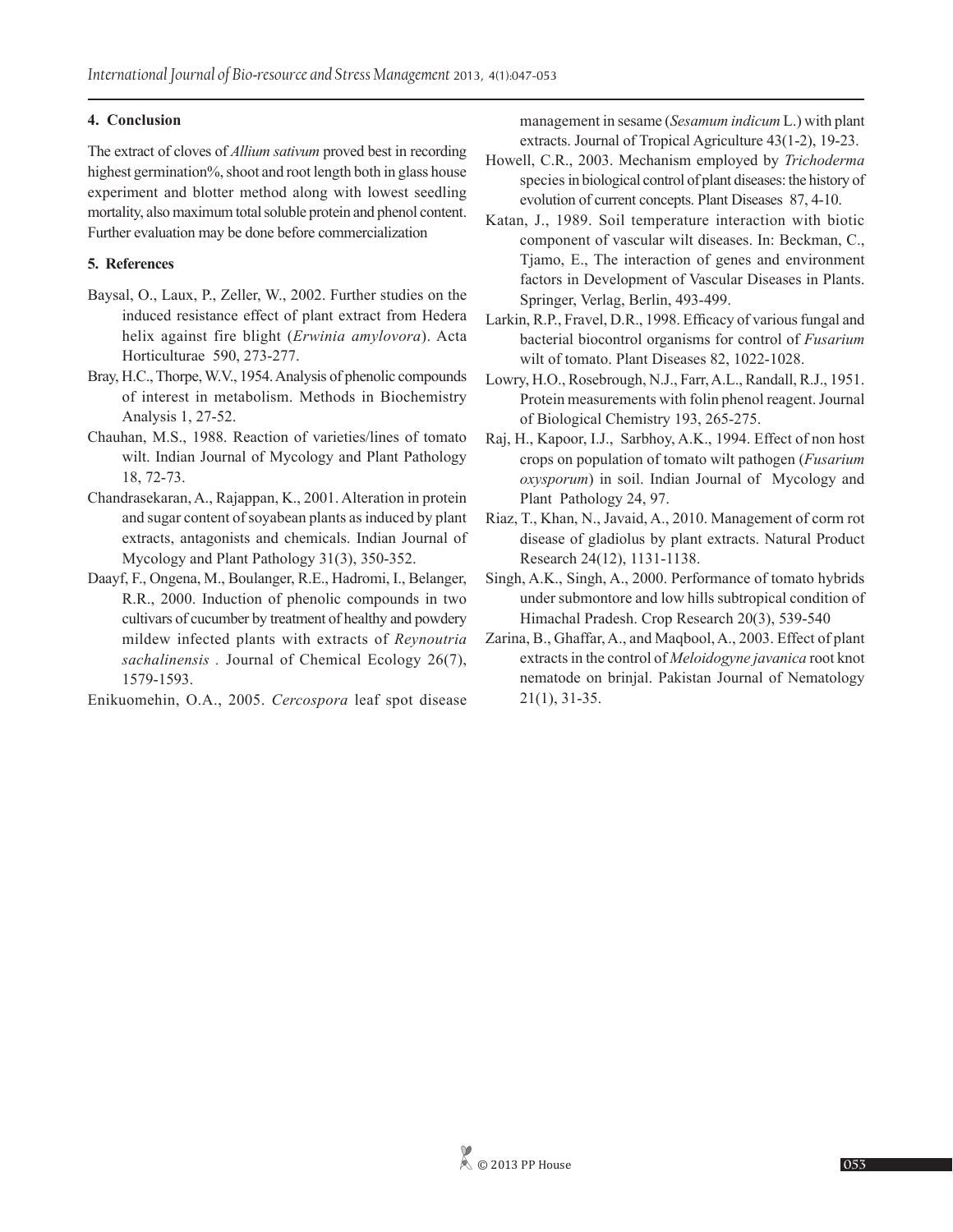## 4. Conclusion

The extract of cloves of *Allium sativum* proved best in recording highest germination%, shoot and root length both in glass house experiment and blotter method along with lowest seedling mortality, also maximum total soluble protein and phenol content. Further evaluation may be done before commercialization

## 5. References

Baysal, O., Laux, P., Zeller, W., 2002. Further studies on the induced resistance effect of plant extract from Hedera helix against fire blight (*Erwinia amylovora*). Acta Horticulturae 590, 273-277.

Bray, H.C., Thorpe, W.V., 1954. Analysis of phenolic compounds of interest in metabolism. Methods in Biochemistry Analysis 1, 27-52.

Chauhan, M.S., 1988. Reaction of varieties/lines of tomato wilt. Indian Journal of Mycology and Plant Pathology 18, 72-73.

Chandrasekaran, A., Rajappan, K., 2001. Alteration in protein and sugar content of soyabean plants as induced by plant extracts, antagonists and chemicals. Indian Journal of Mycology and Plant Pathology 31(3), 350-352.

Daayf, F., Ongena, M., Boulanger, R.E., Hadromi, I., Belanger, R.R., 2000. Induction of phenolic compounds in two cultivars of cucumber by treatment of healthy and powdery mildew infected plants with extracts of *Reynoutria sachalinensis* . Journal of Chemical Ecology 26(7), 1579-1593.

Enikuomehin, O.A., 2005. *Cercospora* leaf spot disease management in sesame (*Sesamum indicum* L.) with plant extracts. Journal of Tropical Agriculture 43(1-2), 19-23.

Howell, C.R., 2003. Mechanism employed by *Trichoderma* species in biological control of plant diseases: the history of evolution of current concepts. Plant Diseases 87, 4-10.

Katan, J., 1989. Soil temperature interaction with biotic component of vascular wilt diseases. In: Beckman, C., Tjamo, E., The interaction of genes and environment factors in Development of Vascular Diseases in Plants. Springer, Verlag, Berlin, 493-499.

Larkin, R.P., Fravel, D.R., 1998. Efficacy of various fungal and bacterial biocontrol organisms for control of *Fusarium* wilt of tomato. Plant Diseases 82, 1022-1028.

Lowry, H.O., Rosebrough, N.J., Farr, A.L., Randall, R.J., 1951. Protein measurements with folin phenol reagent. Journal of Biological Chemistry 193, 265-275.

Raj, H., Kapoor, I.J., Sarbhoy, A.K., 1994. Effect of non host crops on population of tomato wilt pathogen (*Fusarium oxysporum*) in soil. Indian Journal of Mycology and Plant Pathology 24, 97.

Riaz, T., Khan, N., Javaid, A., 2010. Management of corm rot disease of gladiolus by plant extracts. Natural Product Research 24(12), 1131-1138.

Singh, A.K., Singh, A., 2000. Performance of tomato hybrids under submontore and low hills subtropical condition of Himachal Pradesh. Crop Research 20(3), 539-540

Zarina, B., Ghaffar, A., and Maqbool, A., 2003. Effect of plant extracts in the control of *Meloidogyne javanica* root knot nematode on brinjal. Pakistan Journal of Nematology 21(1), 31-35.